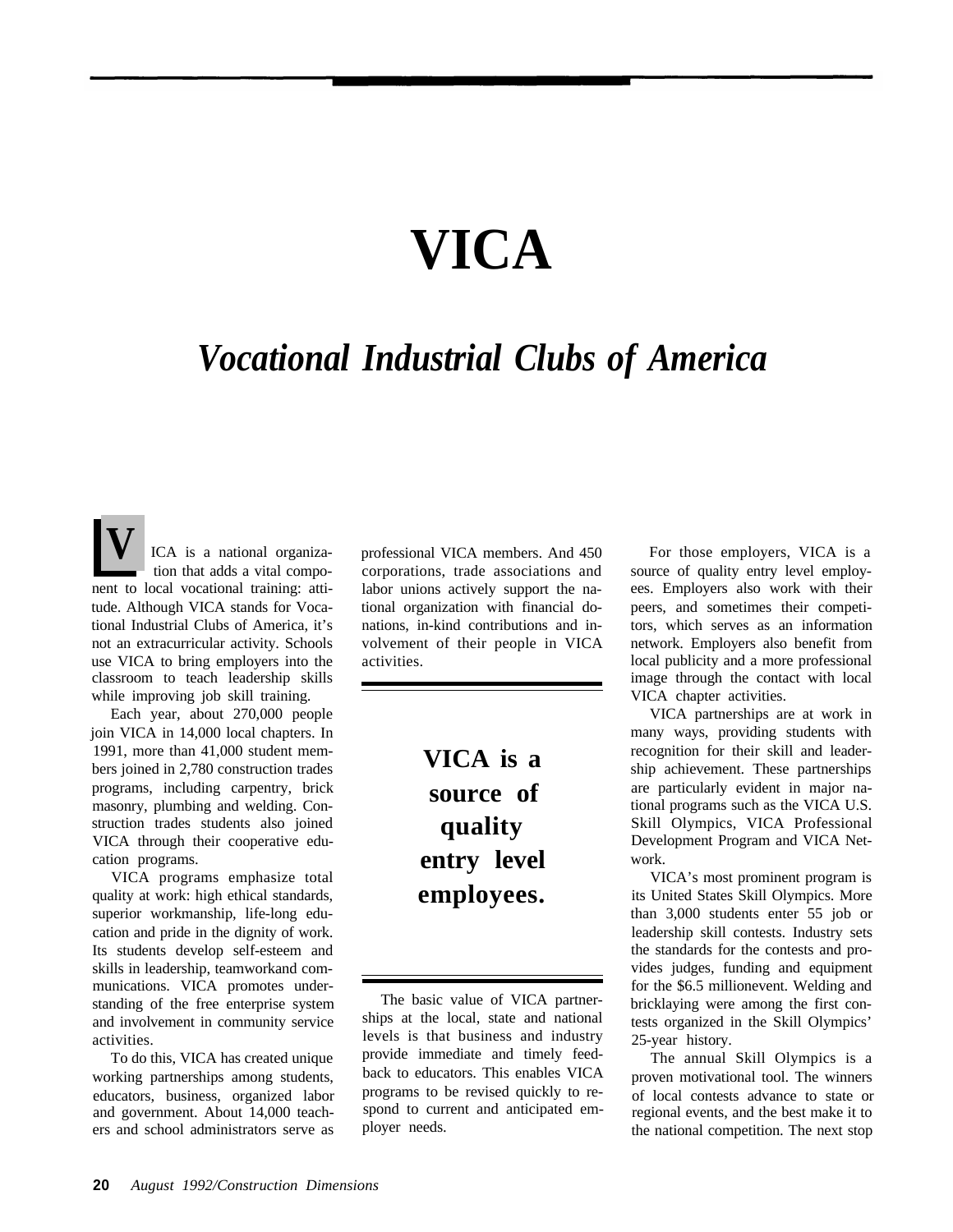# VICA

## *Vocational Industrial Clubs of America*

VICA is a national organization that adds a vital component to local vocational training: attitude. Although VICA stands for Vocational Industrial Clubs of America, it's not an extracurricular activity. Schools use VICA to bring employers into the classroom to teach leadership skills while improving job skill training.

Each year, about 270,000 people join VICA in 14,000 local chapters. In 1991, more than 41,000 student members joined in 2,780 construction trades programs, including carpentry, brick masonry, plumbing and welding. Construction trades students also joined VICA through their cooperative education programs.

VICA programs emphasize total quality at work: high ethical standards, superior workmanship, life-long education and pride in the dignity of work. Its students develop self-esteem and skills in leadership, teamworkand communications. VICA promotes understanding of the free enterprise system and involvement in community service activities.

To do this, VICA has created unique working partnerships among students, educators, business, organized labor and government. About 14,000 teachers and school administrators serve as professional VICA members. And 450 corporations, trade associations and labor unions actively support the national organization with financial donations, in-kind contributions and involvement of their people in VICA activities.

**VICA is a source of quality entry level employees.**

The basic value of VICA partnerships at the local, state and national levels is that business and industry provide immediate and timely feedback to educators. This enables VICA programs to be revised quickly to respond to current and anticipated employer needs.

For those employers, VICA is a source of quality entry level employees. Employers also work with their peers, and sometimes their competitors, which serves as an information network. Employers also benefit from local publicity and a more professional image through the contact with local VICA chapter activities.

VICA partnerships are at work in many ways, providing students with recognition for their skill and leadership achievement. These partnerships are particularly evident in major national programs such as the VICA U.S. Skill Olympics, VICA Professional Development Program and VICA Network.

VICA's most prominent program is its United States Skill Olympics. More than 3,000 students enter 55 job or leadership skill contests. Industry sets the standards for the contests and provides judges, funding and equipment for the $6.5 millionevent. Welding and bricklaying were among the first contests organized in the Skill Olympics' 25-year history.

The annual Skill Olympics is a proven motivational tool. The winners of local contests advance to state or regional events, and the best make it to the national competition. The next stop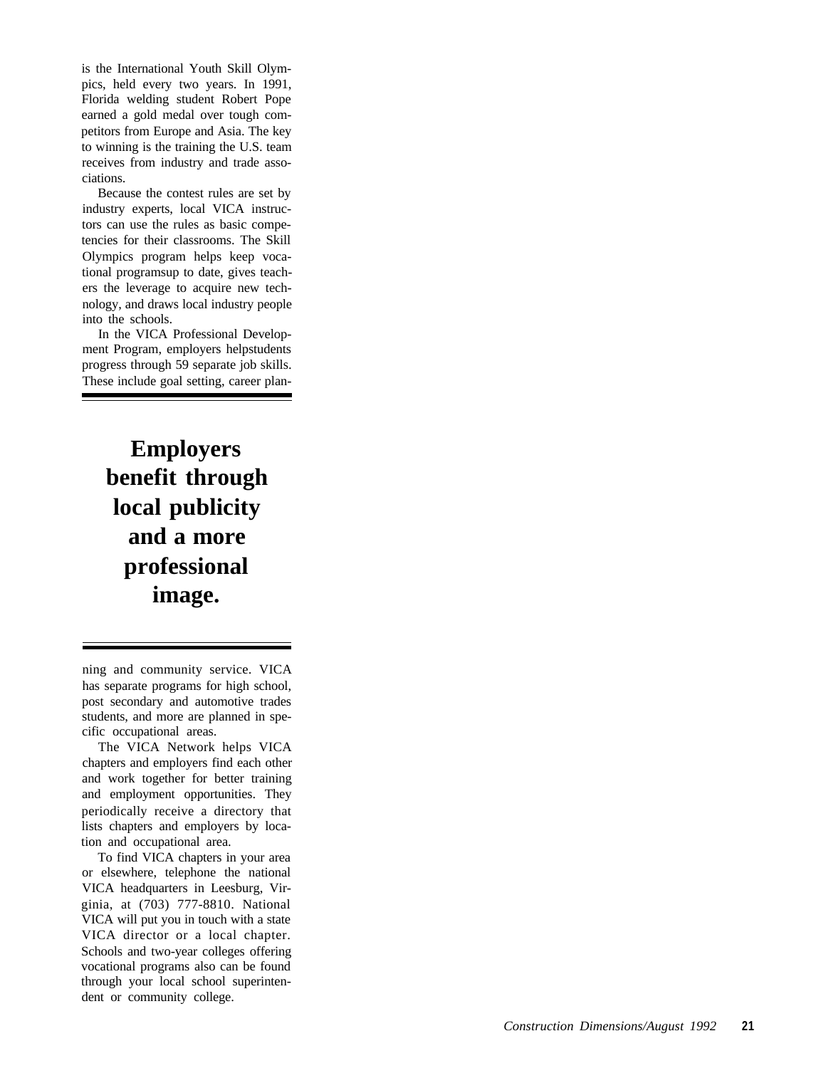is the International Youth Skill Olympics, held every two years. In 1991, Florida welding student Robert Pope earned a gold medal over tough competitors from Europe and Asia. The key to winning is the training the U.S. team receives from industry and trade associations.

Because the contest rules are set by industry experts, local VICA instructors can use the rules as basic competencies for their classrooms. The Skill Olympics program helps keep vocational programsup to date, gives teachers the leverage to acquire new technology, and draws local industry people into the schools.

In the VICA Professional Development Program, employers helpstudents progress through 59 separate job skills. These include goal setting, career planning and community service. VICA has separate programs for high school, post secondary and automotive trades students, and more are planned in specific occupational areas.

**Employers benefit through local publicity and a more professional image.**

The VICA Network helps VICA chapters and employers find each other and work together for better training and employment opportunities. They periodically receive a directory that lists chapters and employers by location and occupational area.

To find VICA chapters in your area or elsewhere, telephone the national VICA headquarters in Leesburg, Virginia, at (703) 777-8810. National VICA will put you in touch with a state VICA director or a local chapter. Schools and two-year colleges offering vocational programs also can be found through your local school superintendent or community college.